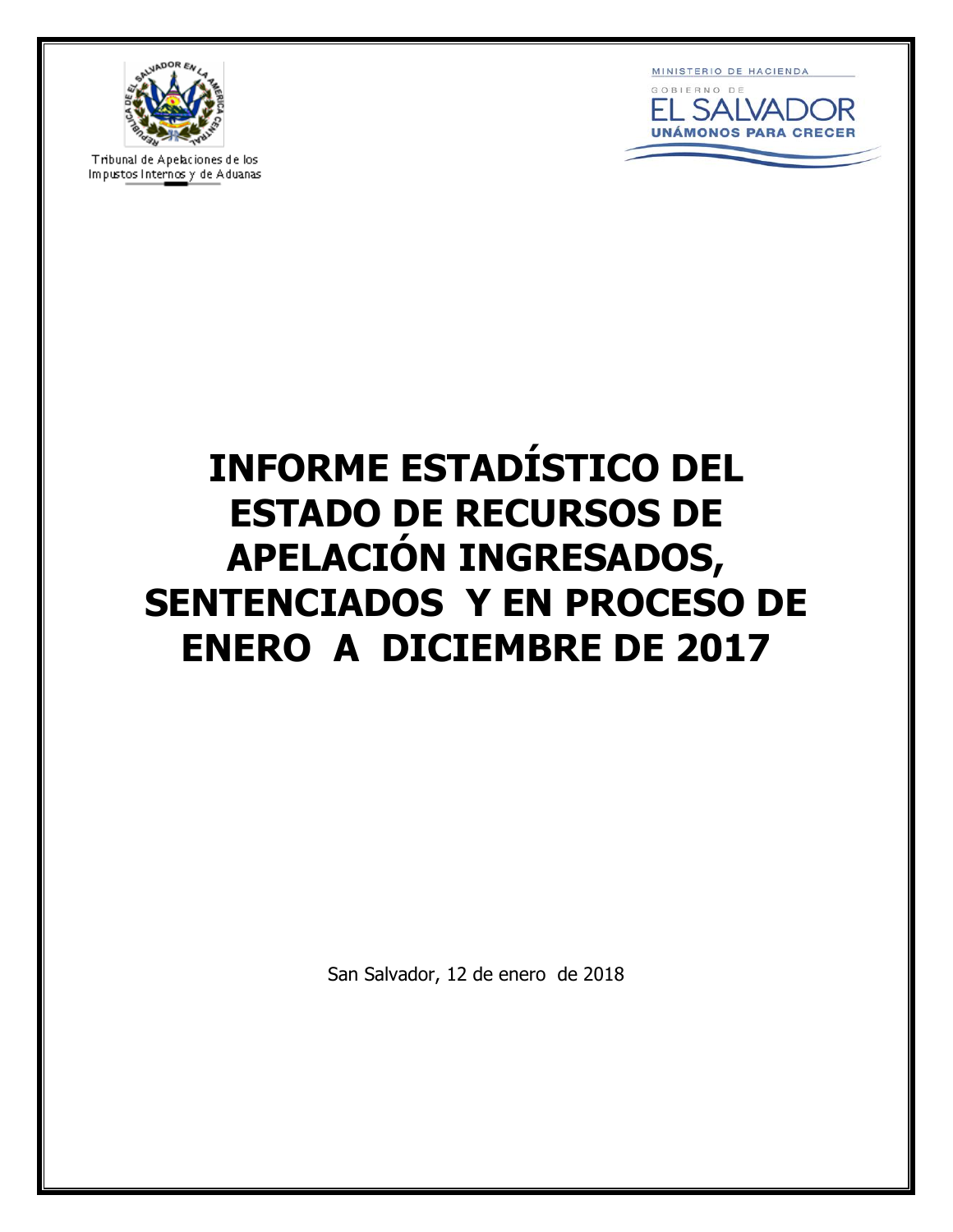Tribunal de Apelaciones de los Impuestos Internos y de Aduanas

MINISTERIO DE HACIENDA

GOBIERNO DE EL SALVADOR

UNÁMONOS PARA CRECER

# INFORME ESTADÍSTICO DEL ESTADO DE RECURSOS DE APELACIÓN INGRESADOS, SENTENCIADOS Y EN PROCESO DE ENERO A DICIEMBRE DE 2017

San Salvador, 12 de enero de 2018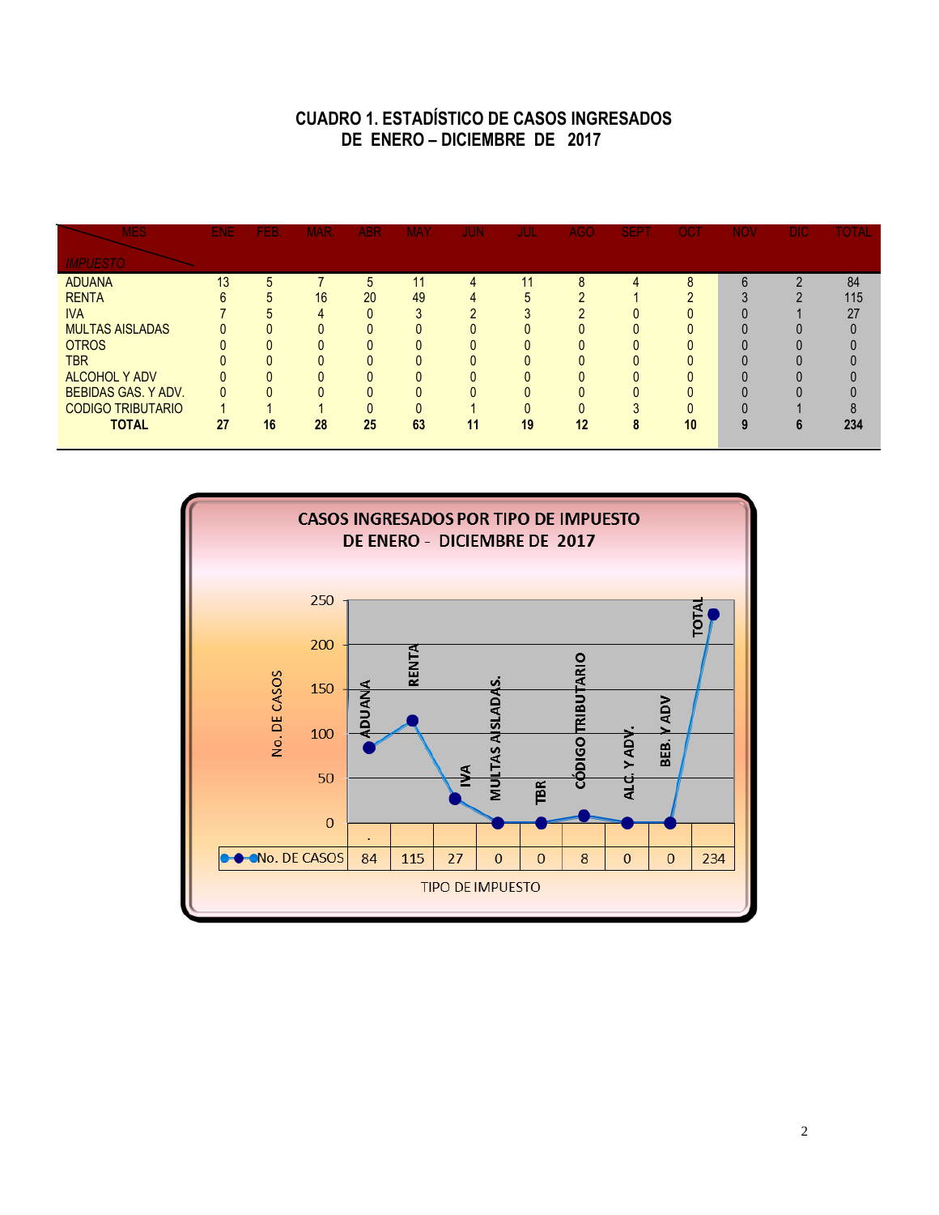# CUADRO 1. ESTADÍSTICO DE CASOS INGRESADOS
## DE ENERO – DICIEMBRE DE 2017

| MES / *IMPUESTO* | ENE | FEB. | MAR. | ABR | MAY | JUN | JUL | AGO | SEPT | OCT | NOV | DIC | TOTAL |
|---|---|---|---|---|---|---|---|---|---|---|---|---|---|
| ADUANA | 13 | 5 | 7 | 5 | 11 | 4 | 11 | 8 | 4 | 8 | 6 | 2 | 84 |
| RENTA | 6 | 5 | 16 | 20 | 49 | 4 | 5 | 2 | 1 | 2 | 3 | 2 | 115 |
| IVA | 7 | 5 | 4 | 0 | 3 | 2 | 3 | 2 | 0 | 0 | 0 | 1 | 27 |
| MULTAS AISLADAS | 0 | 0 | 0 | 0 | 0 | 0 | 0 | 0 | 0 | 0 | 0 | 0 | 0 |
| OTROS | 0 | 0 | 0 | 0 | 0 | 0 | 0 | 0 | 0 | 0 | 0 | 0 | 0 |
| TBR | 0 | 0 | 0 | 0 | 0 | 0 | 0 | 0 | 0 | 0 | 0 | 0 | 0 |
| ALCOHOL Y ADV | 0 | 0 | 0 | 0 | 0 | 0 | 0 | 0 | 0 | 0 | 0 | 0 | 0 |
| BEBIDAS GAS. Y ADV. | 0 | 0 | 0 | 0 | 0 | 0 | 0 | 0 | 0 | 0 | 0 | 0 | 0 |
| CODIGO TRIBUTARIO | 1 | 1 | 1 | 0 | 0 | 1 | 0 | 0 | 3 | 0 | 0 | 1 | 8 |
| **TOTAL** | **27** | **16** | **28** | **25** | **63** | **11** | **19** | **12** | **8** | **10** | **9** | **6** | **234** |

**CASOS INGRESADOS POR TIPO DE IMPUESTO DE ENERO - DICIEMBRE DE 2017**

| TIPO DE IMPUESTO | ADUANA | RENTA | IVA | MULTAS AISLADAS. | TBR | CÓDIGO TRIBUTARIO | ALC. Y ADV. | BEB. Y ADV | TOTAL |
|---|---|---|---|---|---|---|---|---|---|
| No. DE CASOS | 84 | 115 | 27 | 0 | 0 | 8 | 0 | 0 | 234 |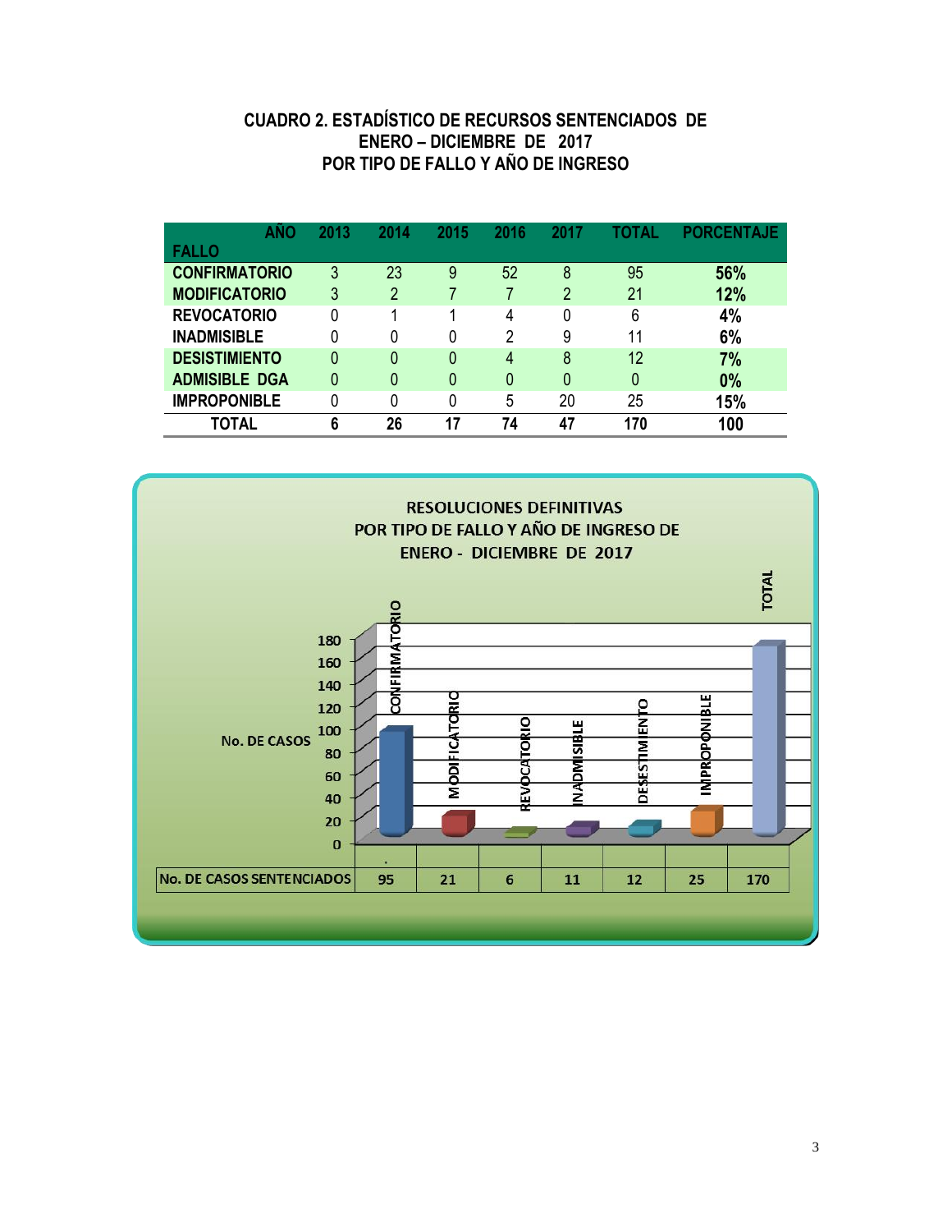**CUADRO 2. ESTADÍSTICO DE RECURSOS SENTENCIADOS DE ENERO – DICIEMBRE DE 2017 POR TIPO DE FALLO Y AÑO DE INGRESO**

| AÑO / FALLO | 2013 | 2014 | 2015 | 2016 | 2017 | TOTAL | PORCENTAJE |
|---|---|---|---|---|---|---|---|
| CONFIRMATORIO | 3 | 23 | 9 | 52 | 8 | 95 | 56% |
| MODIFICATORIO | 3 | 2 | 7 | 7 | 2 | 21 | 12% |
| REVOCATORIO | 0 | 1 | 1 | 4 | 0 | 6 | 4% |
| INADMISIBLE | 0 | 0 | 0 | 2 | 9 | 11 | 6% |
| DESISTIMIENTO | 0 | 0 | 0 | 4 | 8 | 12 | 7% |
| ADMISIBLE DGA | 0 | 0 | 0 | 0 | 0 | 0 | 0% |
| IMPROPONIBLE | 0 | 0 | 0 | 5 | 20 | 25 | 15% |
| **TOTAL** | **6** | **26** | **17** | **74** | **47** | **170** | **100** |

**RESOLUCIONES DEFINITIVAS POR TIPO DE FALLO Y AÑO DE INGRESO DE ENERO - DICIEMBRE DE 2017**

| | CONFIRMATORIO | MODIFICATORIO | REVOCATORIO | INADMISIBLE | DESESTIMIENTO | IMPROPONIBLE | TOTAL |
|---|---|---|---|---|---|---|---|
| No. DE CASOS SENTENCIADOS | 95 | 21 | 6 | 11 | 12 | 25 | 170 |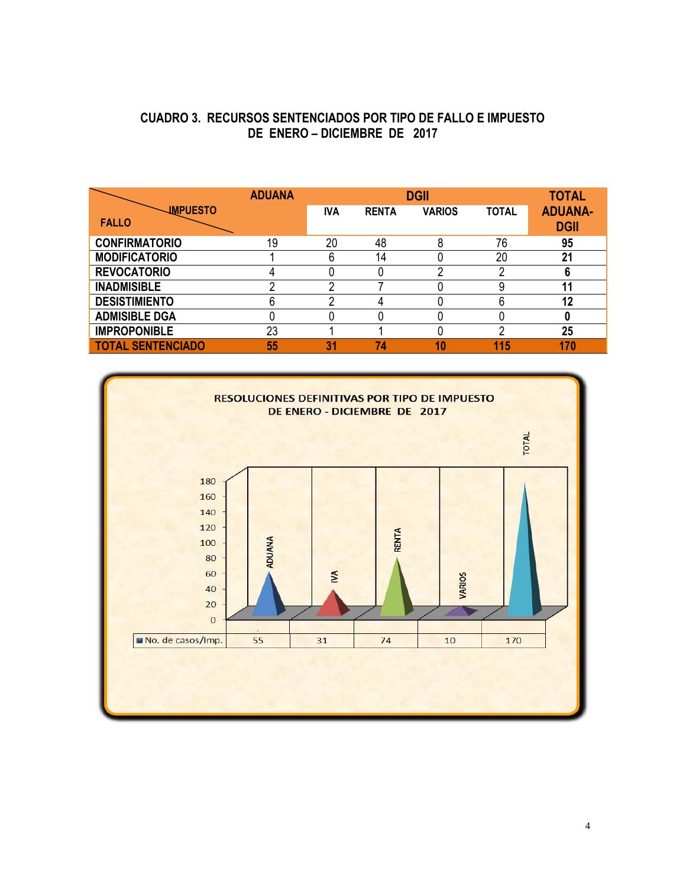## CUADRO 3. RECURSOS SENTENCIADOS POR TIPO DE FALLO E IMPUESTO DE ENERO – DICIEMBRE DE 2017

| IMPUESTO / FALLO | ADUANA | DGII | | | | TOTAL ADUANA-DGII |
|---|---|---|---|---|---|---|
| | | IVA | RENTA | VARIOS | TOTAL | |
| **CONFIRMATORIO** | 19 | 20 | 48 | 8 | 76 | **95** |
| **MODIFICATORIO** | 1 | 6 | 14 | 0 | 20 | **21** |
| **REVOCATORIO** | 4 | 0 | 0 | 2 | 2 | **6** |
| **INADMISIBLE** | 2 | 2 | 7 | 0 | 9 | **11** |
| **DESISTIMIENTO** | 6 | 2 | 4 | 0 | 6 | **12** |
| **ADMISIBLE DGA** | 0 | 0 | 0 | 0 | 0 | **0** |
| **IMPROPONIBLE** | 23 | 1 | 1 | 0 | 2 | **25** |
| **TOTAL SENTENCIADO** | **55** | **31** | **74** | **10** | **115** | **170** |

RESOLUCIONES DEFINITIVAS POR TIPO DE IMPUESTO DE ENERO - DICIEMBRE DE 2017

| | ADUANA | IVA | RENTA | VARIOS | TOTAL |
|---|---|---|---|---|---|
| No. de casos/Imp. | 55 | 31 | 74 | 10 | 170 |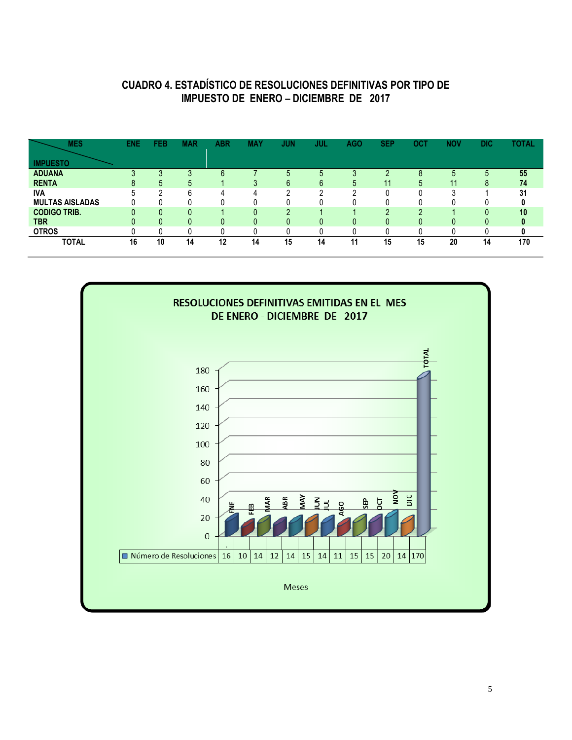## CUADRO 4. ESTADÍSTICO DE RESOLUCIONES DEFINITIVAS POR TIPO DE IMPUESTO DE ENERO – DICIEMBRE DE 2017

| MES / IMPUESTO | ENE | FEB | MAR | ABR | MAY | JUN | JUL | AGO | SEP | OCT | NOV | DIC | TOTAL |
|---|---|---|---|---|---|---|---|---|---|---|---|---|---|
| **ADUANA** | 3 | 3 | 3 | 6 | 7 | 5 | 5 | 3 | 2 | 8 | 5 | 5 | **55** |
| **RENTA** | 8 | 5 | 5 | 1 | 3 | 6 | 6 | 5 | 11 | 5 | 11 | 8 | **74** |
| **IVA** | 5 | 2 | 6 | 4 | 4 | 2 | 2 | 2 | 0 | 0 | 3 | 1 | **31** |
| **MULTAS AISLADAS** | 0 | 0 | 0 | 0 | 0 | 0 | 0 | 0 | 0 | 0 | 0 | 0 | **0** |
| **CODIGO TRIB.** | 0 | 0 | 0 | 1 | 0 | 2 | 1 | 1 | 2 | 2 | 1 | 0 | **10** |
| **TBR** | 0 | 0 | 0 | 0 | 0 | 0 | 0 | 0 | 0 | 0 | 0 | 0 | **0** |
| **OTROS** | 0 | 0 | 0 | 0 | 0 | 0 | 0 | 0 | 0 | 0 | 0 | 0 | **0** |
| **TOTAL** | **16** | **10** | **14** | **12** | **14** | **15** | **14** | **11** | **15** | **15** | **20** | **14** | **170** |

**RESOLUCIONES DEFINITIVAS EMITIDAS EN EL MES DE ENERO - DICIEMBRE DE 2017**

| | ENE | FEB | MAR | ABR | MAY | JUN | JUL | AGO | SEP | OCT | NOV | DIC | TOTAL |
|---|---|---|---|---|---|---|---|---|---|---|---|---|---|
| Número de Resoluciones | 16 | 10 | 14 | 12 | 14 | 15 | 14 | 11 | 15 | 15 | 20 | 14 | 170 |

Meses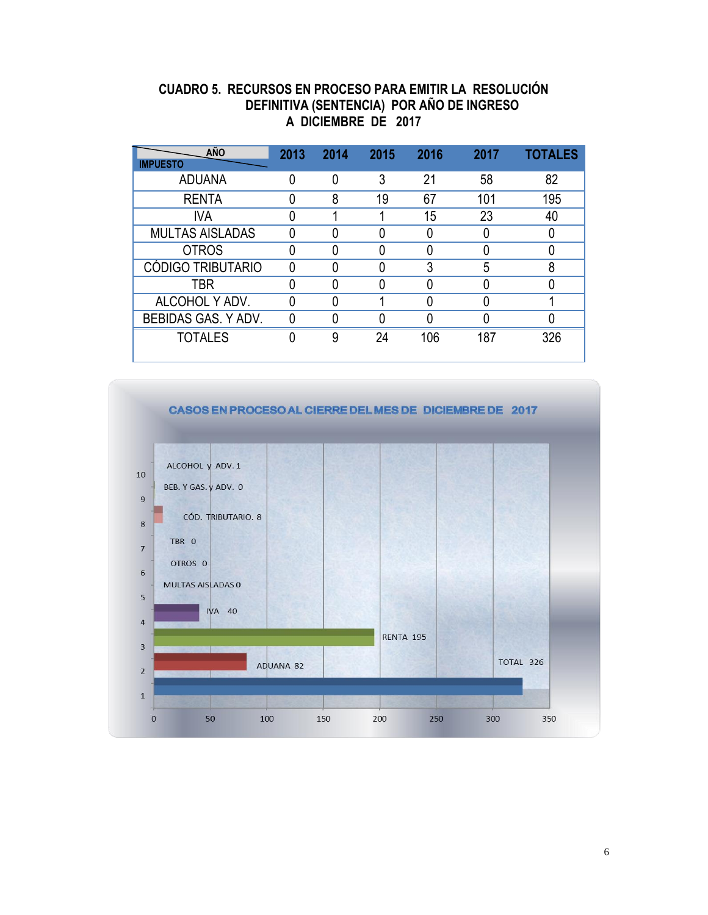## CUADRO 5. RECURSOS EN PROCESO PARA EMITIR LA RESOLUCIÓN DEFINITIVA (SENTENCIA) POR AÑO DE INGRESO A DICIEMBRE DE 2017

| IMPUESTO / AÑO | 2013 | 2014 | 2015 | 2016 | 2017 | TOTALES |
|---|---|---|---|---|---|---|
| ADUANA | 0 | 0 | 3 | 21 | 58 | 82 |
| RENTA | 0 | 8 | 19 | 67 | 101 | 195 |
| IVA | 0 | 1 | 1 | 15 | 23 | 40 |
| MULTAS AISLADAS | 0 | 0 | 0 | 0 | 0 | 0 |
| OTROS | 0 | 0 | 0 | 0 | 0 | 0 |
| CÓDIGO TRIBUTARIO | 0 | 0 | 0 | 3 | 5 | 8 |
| TBR | 0 | 0 | 0 | 0 | 0 | 0 |
| ALCOHOL Y ADV. | 0 | 0 | 1 | 0 | 0 | 1 |
| BEBIDAS GAS. Y ADV. | 0 | 0 | 0 | 0 | 0 | 0 |
| TOTALES | 0 | 9 | 24 | 106 | 187 | 326 |

**CASOS EN PROCESO AL CIERRE DEL MES DE DICIEMBRE DE 2017**

| Categoría | Casos |
|---|---|
| ALCOHOL y ADV. | 1 |
| BEB. Y GAS. y ADV. | 0 |
| CÓD. TRIBUTARIO. | 8 |
| TBR | 0 |
| OTROS | 0 |
| MULTAS AISLADAS | 0 |
| IVA | 40 |
| RENTA | 195 |
| ADUANA | 82 |
| TOTAL | 326 |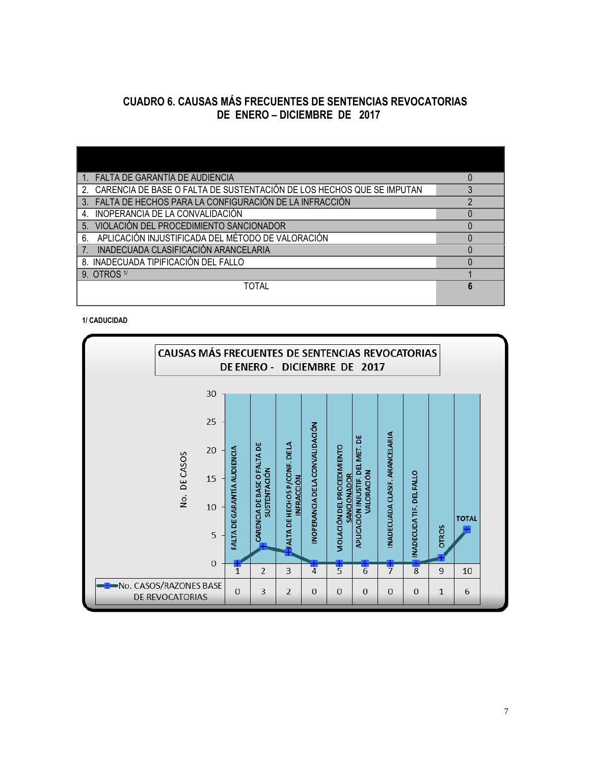## CUADRO 6. CAUSAS MÁS FRECUENTES DE SENTENCIAS REVOCATORIAS DE ENERO – DICIEMBRE DE 2017

| | |
|---|---|
| 1. FALTA DE GARANTÍA DE AUDIENCIA | 0 |
| 2. CARENCIA DE BASE O FALTA DE SUSTENTACIÓN DE LOS HECHOS QUE SE IMPUTAN | 3 |
| 3. FALTA DE HECHOS PARA LA CONFIGURACIÓN DE LA INFRACCIÓN | 2 |
| 4. INOPERANCIA DE LA CONVALIDACIÓN | 0 |
| 5. VIOLACIÓN DEL PROCEDIMIENTO SANCIONADOR | 0 |
| 6. APLICACIÓN INJUSTIFICADA DEL MÉTODO DE VALORACIÓN | 0 |
| 7. INADECUADA CLASIFICACIÓN ARANCELARIA | 0 |
| 8. INADECUADA TIPIFICACIÓN DEL FALLO | 0 |
| 9. OTROS [1/] | 1 |
| TOTAL | **6** |

**1/ CADUCIDAD**

**CAUSAS MÁS FRECUENTES DE SENTENCIAS REVOCATORIAS DE ENERO - DICIEMBRE DE 2017**

| | 1 | 2 | 3 | 4 | 5 | 6 | 7 | 8 | 9 | 10 |
|---|---|---|---|---|---|---|---|---|---|---|
| | FALTA DE GARANTÍA AUDIENCIA | CARENCIA DE BASE O FALTA DE SUSTENTACIÓN | FALTA DE HECHOS P/CONF. DE LA INFRACCIÓN | INOPERANCIA DE LA CONVALIDACIÓN | VIOLACIÓN DEL PROCEDIMIENTO SANCIONADOR | APLICACIÓN INJUSTIF. DEL MET. DE VALORACIÓN | INADECUADA CLASIF. ARANCELARIA | INADECUDA TIF. DEL FALLO | OTROS | TOTAL |
| No. CASOS/RAZONES BASE DE REVOCATORIAS | 0 | 3 | 2 | 0 | 0 | 0 | 0 | 0 | 1 | 6 |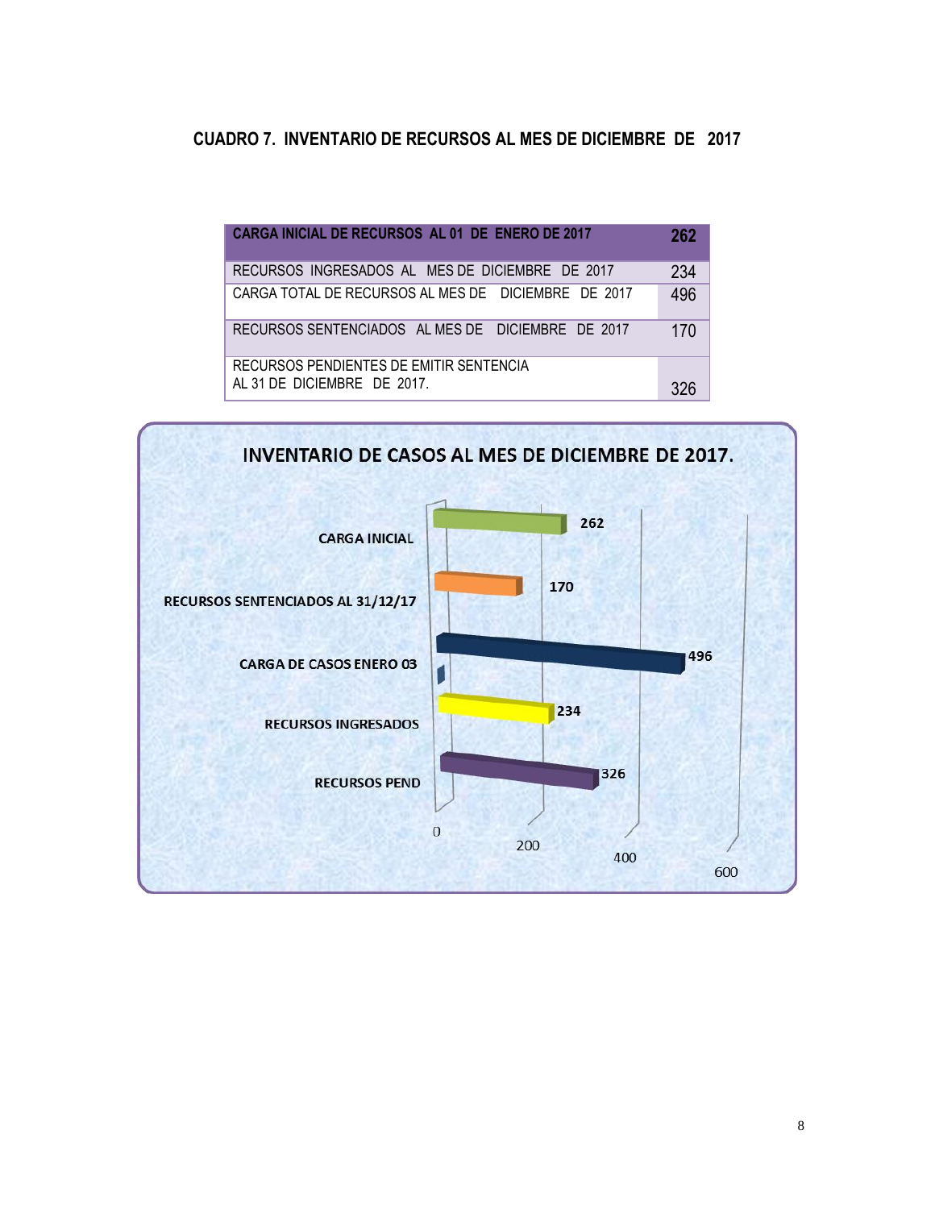## CUADRO 7. INVENTARIO DE RECURSOS AL MES DE DICIEMBRE DE 2017

| CARGA INICIAL DE RECURSOS AL 01 DE ENERO DE 2017 | 262 |
|---|---|
| RECURSOS INGRESADOS AL MES DE DICIEMBRE DE 2017 | 234 |
| CARGA TOTAL DE RECURSOS AL MES DE DICIEMBRE DE 2017 | 496 |
| RECURSOS SENTENCIADOS AL MES DE DICIEMBRE DE 2017 | 170 |
| RECURSOS PENDIENTES DE EMITIR SENTENCIA AL 31 DE DICIEMBRE DE 2017. | 326 |

INVENTARIO DE CASOS AL MES DE DICIEMBRE DE 2017.

CARGA INICIAL
262

RECURSOS SENTENCIADOS AL 31/12/17
170

CARGA DE CASOS ENERO 03
496

RECURSOS INGRESADOS
234

RECURSOS PEND
326

0
200
400
600